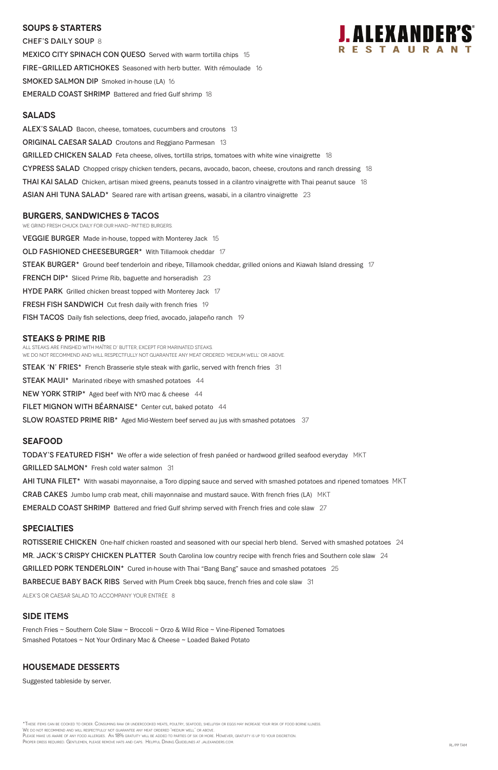# J. ALEXANDER'S RESTAURANT

## SOUPS & STARTERS

**CHEF'S DAILY SOUP** 8

**MEXICO CITY SPINACH CON QUESO** Served with warm tortilla chips 15

**FIRE-GRILLED ARTICHOKES** Seasoned with herb butter. With rémoulade 16

**SMOKED SALMON DIP** Smoked in-house (LA) 16

**EMERALD COAST SHRIMP** Battered and fried Gulf shrimp 18

## SALADS

**ALEX'S SALAD** Bacon, cheese, tomatoes, cucumbers and croutons 13

**ORIGINAL CAESAR SALAD** Croutons and Reggiano Parmesan 13

**GRILLED CHICKEN SALAD** Feta cheese, olives, tortilla strips, tomatoes with white wine vinaigrette 18

**CYPRESS SALAD** Chopped crispy chicken tenders, pecans, avocado, bacon, cheese, croutons and ranch dressing 18

**THAI KAI SALAD** Chicken, artisan mixed greens, peanuts tossed in a cilantro vinaigrette with Thai peanut sauce 18

**ASIAN AHI TUNA SALAD*** Seared rare with artisan greens, wasabi, in a cilantro vinaigrette 23

## BURGERS, SANDWICHES & TACOS

WE GRIND FRESH CHUCK DAILY FOR OUR HAND-PATTIED BURGERS.

**VEGGIE BURGER** Made in-house, topped with Monterey Jack 15

**OLD FASHIONED CHEESEBURGER*** With Tillamook cheddar 17

**STEAK BURGER*** Ground beef tenderloin and ribeye, Tillamook cheddar, grilled onions and Kiawah Island dressing 17

**FRENCH DIP*** Sliced Prime Rib, baguette and horseradish 23

**HYDE PARK** Grilled chicken breast topped with Monterey Jack 17

**FRESH FISH SANDWICH** Cut fresh daily with french fries 19

**FISH TACOS** Daily fish selections, deep fried, avocado, jalapeño ranch 19

## STEAKS & PRIME RIB

ALL STEAKS ARE FINISHED WITH MAÎTRE D' BUTTER, EXCEPT FOR MARINATED STEAKS.
WE DO NOT RECOMMEND AND WILL RESPECTFULLY NOT GUARANTEE ANY MEAT ORDERED 'MEDIUM WELL' OR ABOVE.

**STEAK 'N' FRIES*** French Brasserie style steak with garlic, served with french fries 31

**STEAK MAUI*** Marinated ribeye with smashed potatoes 44

**NEW YORK STRIP*** Aged beef with NYO mac & cheese 44

**FILET MIGNON WITH BÉARNAISE*** Center cut, baked potato 44

**SLOW ROASTED PRIME RIB*** Aged Mid-Western beef served au jus with smashed potatoes 37

## SEAFOOD

**TODAY'S FEATURED FISH*** We offer a wide selection of fresh panéed or hardwood grilled seafood everyday MKT

**GRILLED SALMON*** Fresh cold water salmon 31

**AHI TUNA FILET*** With wasabi mayonnaise, a Toro dipping sauce and served with smashed potatoes and ripened tomatoes MKT

**CRAB CAKES** Jumbo lump crab meat, chili mayonnaise and mustard sauce. With french fries (LA) MKT

**EMERALD COAST SHRIMP** Battered and fried Gulf shrimp served with French fries and cole slaw 27

## SPECIALTIES

**ROTISSERIE CHICKEN** One-half chicken roasted and seasoned with our special herb blend. Served with smashed potatoes 24

**MR. JACK'S CRISPY CHICKEN PLATTER** South Carolina low country recipe with french fries and Southern cole slaw 24

**GRILLED PORK TENDERLOIN*** Cured in-house with Thai "Bang Bang" sauce and smashed potatoes 25

**BARBECUE BABY BACK RIBS** Served with Plum Creek bbq sauce, french fries and cole slaw 31

ALEX'S OR CAESAR SALAD TO ACCOMPANY YOUR ENTRÉE 8

## SIDE ITEMS

French Fries ~ Southern Cole Slaw ~ Broccoli ~ Orzo & Wild Rice ~ Vine-Ripened Tomatoes
Smashed Potatoes ~ Not Your Ordinary Mac & Cheese ~ Loaded Baked Potato

## HOUSEMADE DESSERTS

Suggested tableside by server.

*These items can be cooked to order. Consuming raw or undercooked meats, poultry, seafood, shellfish or eggs may increase your risk of food borne illness.
We do not recommend and will respectfully not guarantee any meat ordered 'medium well' or above.
Please make us aware of any food allergies. An 18% gratuity will be added to parties of six or more. However, gratuity is up to your discretion.
Proper dress required. Gentlemen, please remove hats and caps. Helpful Dining Guidelines at jalexanders.com.

RL/PP TAM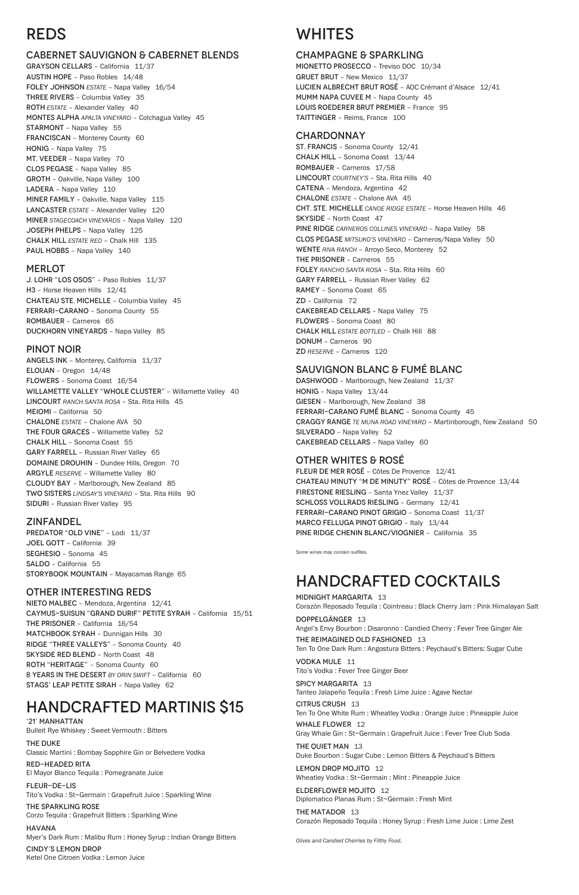# REDS

## CABERNET SAUVIGNON & CABERNET BLENDS

**GRAYSON CELLARS** – California 11/37
**AUSTIN HOPE** – Paso Robles 14/48
**FOLEY JOHNSON** *ESTATE* – Napa Valley 16/54
**THREE RIVERS** – Columbia Valley 35
**ROTH** *ESTATE* – Alexander Valley 40
**MONTES ALPHA** *APALTA VINEYARD* – Colchagua Valley 45
**STARMONT** – Napa Valley 55
**FRANCISCAN** – Monterey County 60
**HONIG** – Napa Valley 75
**MT. VEEDER** – Napa Valley 70
**CLOS PEGASE** – Napa Valley 85
**GROTH** – Oakville, Napa Valley 100
**LADERA** – Napa Valley 110
**MINER FAMILY** – Oakville, Napa Valley 115
**LANCASTER** *ESTATE* – Alexander Valley 120
**MINER** *STAGECOACH VINEYARDS* – Napa Valley 120
**JOSEPH PHELPS** – Napa Valley 125
**CHALK HILL** *ESTATE RED* – Chalk Hill 135
**PAUL HOBBS** – Napa Valley 140

## MERLOT

**J. LOHR "LOS OSOS"** – Paso Robles 11/37
**H3** – Horse Heaven Hills 12/41
**CHATEAU STE. MICHELLE** – Columbia Valley 45
**FERRARI-CARANO** – Sonoma County 55
**ROMBAUER** – Carneros 65
**DUCKHORN VINEYARDS** – Napa Valley 85

## PINOT NOIR

**ANGELS INK** – Monterey, California 11/37
**ELOUAN** – Oregon 14/48
**FLOWERS** – Sonoma Coast 16/54
**WILLAMETTE VALLEY "WHOLE CLUSTER"** – Willamette Valley 40
**LINCOURT** *RANCH SANTA ROSA* – Sta. Rita Hills 45
**MEIOMI** – California 50
**CHALONE** *ESTATE* – Chalone AVA 50
**THE FOUR GRACES** – Willamette Valley 52
**CHALK HILL** – Sonoma Coast 55
**GARY FARRELL** – Russian River Valley 65
**DOMAINE DROUHIN** – Dundee Hills, Oregon 70
**ARGYLE** *RESERVE* – Willamette Valley 80
**CLOUDY BAY** – Marlborough, New Zealand 85
**TWO SISTERS** *LINDSAY'S VINEYARD* – Sta. Rita Hills 90
**SIDURI** – Russian River Valley 95

## ZINFANDEL

**PREDATOR "OLD VINE"** – Lodi 11/37
**JOEL GOTT** – California 39
**SEGHESIO** – Sonoma 45
**SALDO** – California 55
**STORYBOOK MOUNTAIN** – Mayacamas Range 65

## OTHER INTERESTING REDS

**NIETO MALBEC** – Mendoza, Argentina 12/41
**CAYMUS-SUISUN "GRAND DURIF" PETITE SYRAH** – California 15/51
**THE PRISONER** – California 16/54
**MATCHBOOK SYRAH** – Dunnigan Hills 30
**RIDGE "THREE VALLEYS"** – Sonoma County 40
**SKYSIDE RED BLEND** – North Coast 48
**ROTH "HERITAGE"** – Sonoma County 60
**8 YEARS IN THE DESERT** *BY ORIN SWIFT* – California 60
**STAGS' LEAP PETITE SIRAH** – Napa Valley 62

# HANDCRAFTED MARTINIS $15

**'21' MANHATTAN**
Bulleit Rye Whiskey : Sweet Vermouth : Bitters

**THE DUKE**
Classic Martini : Bombay Sapphire Gin or Belvedere Vodka

**RED-HEADED RITA**
El Mayor Blanco Tequila : Pomegranate Juice

**FLEUR-DE-LIS**
Tito's Vodka : St~Germain : Grapefruit Juice : Sparkling Wine

**THE SPARKLING ROSE**
Corzo Tequila : Grapefruit Bitters : Sparkling Wine

**HAVANA**
Myer's Dark Rum : Malibu Rum : Honey Syrup : Indian Orange Bitters

**CINDY'S LEMON DROP**
Ketel One Citroen Vodka : Lemon Juice

# WHITES

## CHAMPAGNE & SPARKLING

**MIONETTO PROSECCO** – Treviso DOC 10/34
**GRUET BRUT** – New Mexico 11/37
**LUCIEN ALBRECHT BRUT ROSÉ** – AOC Crémant d'Alsace 12/41
**MUMM NAPA CUVEE M** – Napa County 45
**LOUIS ROEDERER BRUT PREMIER** – France 95
**TAITTINGER** – Reims, France 100

## CHARDONNAY

**ST. FRANCIS** – Sonoma County 12/41
**CHALK HILL** – Sonoma Coast 13/44
**ROMBAUER** – Carneros 17/58
**LINCOURT** *COURTNEY'S* – Sta. Rita Hills 40
**CATENA** – Mendoza, Argentina 42
**CHALONE** *ESTATE* – Chalone AVA 45
**CHT. STE. MICHELLE** *CANOE RIDGE ESTATE* – Horse Heaven Hills 46
**SKYSIDE** – North Coast 47
**PINE RIDGE** *CARNEROS COLLINES VINEYARD* – Napa Valley 58
**CLOS PEGASE** *MITSUKO'S VINEYARD* – Carneros/Napa Valley 50
**WENTE** *RIVA RANCH* – Arroyo Seco, Monterey 52
**THE PRISONER** – Carneros 55
**FOLEY** *RANCHO SANTA ROSA* – Sta. Rita Hills 60
**GARY FARRELL** – Russian River Valley 62
**RAMEY** – Sonoma Coast 65
**ZD** – California 72
**CAKEBREAD CELLARS** – Napa Valley 75
**FLOWERS** – Sonoma Coast 80
**CHALK HILL** *ESTATE BOTTLED* – Chalk Hill 88
**DONUM** – Carneros 90
**ZD** *RESERVE* – Carneros 120

## SAUVIGNON BLANC & FUMÉ BLANC

**DASHWOOD** – Marlborough, New Zealand 11/37
**HONIG** – Napa Valley 13/44
**GIESEN** – Marlborough, New Zealand 38
**FERRARI-CARANO FUMÉ BLANC** – Sonoma County 45
**CRAGGY RANGE** *TE MUNA ROAD VINEYARD* – Martinborough, New Zealand 50
**SILVERADO** – Napa Valley 52
**CAKEBREAD CELLARS** – Napa Valley 60

## OTHER WHITES & ROSÉ

**FLEUR DE MER ROSÉ** – Côtes De Provence 12/41
**CHATEAU MINUTY "M DE MINUTY" ROSÉ** – Côtes de Provence 13/44
**FIRESTONE RIESLING** – Santa Ynez Valley 11/37
**SCHLOSS VOLLRADS RIESLING** – Germany 12/41
**FERRARI-CARANO PINOT GRIGIO** – Sonoma Coast 11/37
**MARCO FELLUGA PINOT GRIGIO** – Italy 13/44
**PINE RIDGE CHENIN BLANC/VIOGNIER** – California 35

*Some wines may contain sulfites.*

# HANDCRAFTED COCKTAILS

**MIDNIGHT MARGARITA** 13
Corazón Reposado Tequila : Cointreau : Black Cherry Jam : Pink Himalayan Salt

**DOPPELGÄNGER** 13
Angel's Envy Bourbon : Disaronno : Candied Cherry : Fever Tree Ginger Ale

**THE REIMAGINED OLD FASHIONED** 13
Ten To One Dark Rum : Angostura Bitters : Peychaud's Bitters: Sugar Cube

**VODKA MULE** 11
Tito's Vodka : Fever Tree Ginger Beer

**SPICY MARGARITA** 13
Tanteo Jalapeño Tequila : Fresh Lime Juice : Agave Nectar

**CITRUS CRUSH** 13
Ten To One White Rum : Wheatley Vodka : Orange Juice : Pineapple Juice

**WHALE FLOWER** 12
Gray Whale Gin : St~Germain : Grapefruit Juice : Fever Tree Club Soda

**THE QUIET MAN** 13
Duke Bourbon : Sugar Cube : Lemon Bitters & Peychaud's Bitters

**LEMON DROP MOJITO** 12
Wheatley Vodka : St~Germain : Mint : Pineapple Juice

**ELDERFLOWER MOJITO** 12
Diplomatico Planas Rum : St~Germain : Fresh Mint

**THE MATADOR** 13
Corazón Reposado Tequila : Honey Syrup : Fresh Lime Juice : Lime Zest

*Olives and Candied Cherries by Filthy Food.*